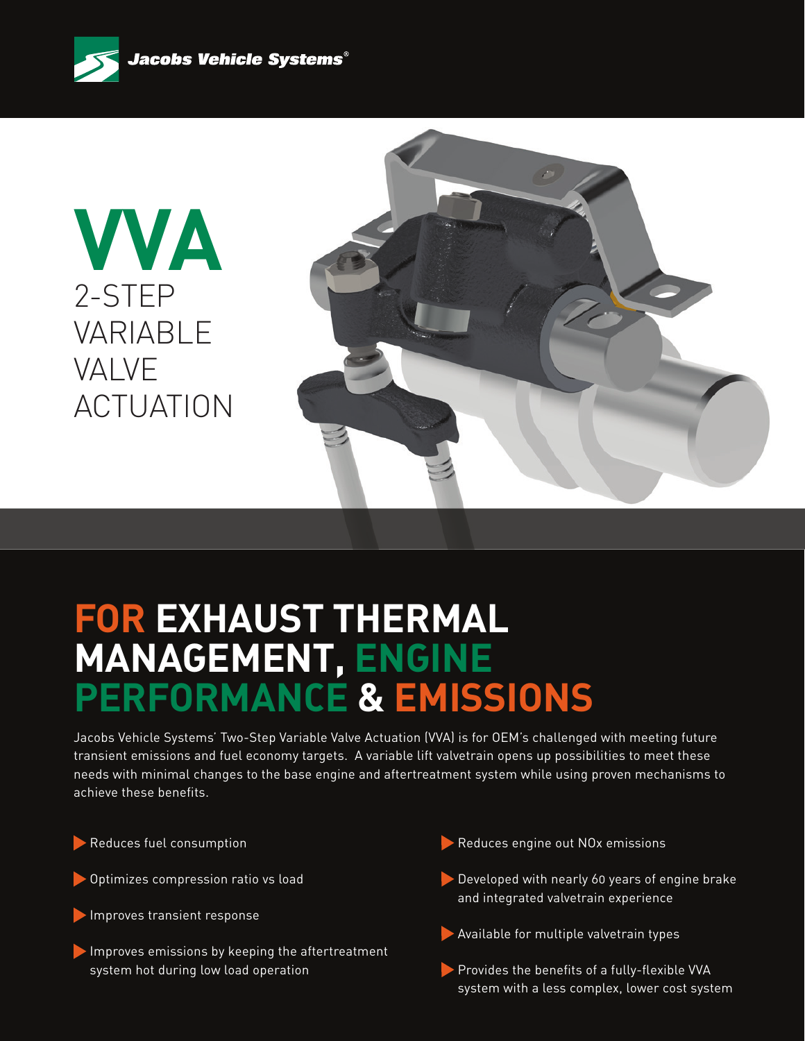Jacobs Vehicle Systems®

# VVA

## 2-STEP VARIABLE VALVE ACTUATION

# FOR EXHAUST THERMAL MANAGEMENT, ENGINE PERFORMANCE & EMISSIONS

Jacobs Vehicle Systems' Two-Step Variable Valve Actuation (VVA) is for OEM's challenged with meeting future transient emissions and fuel economy targets. A variable lift valvetrain opens up possibilities to meet these needs with minimal changes to the base engine and aftertreatment system while using proven mechanisms to achieve these benefits.

- Reduces fuel consumption
- Optimizes compression ratio vs load
- Improves transient response
- Improves emissions by keeping the aftertreatment system hot during low load operation
- Reduces engine out NOx emissions
- Developed with nearly 60 years of engine brake and integrated valvetrain experience
- Available for multiple valvetrain types
- Provides the benefits of a fully-flexible VVA system with a less complex, lower cost system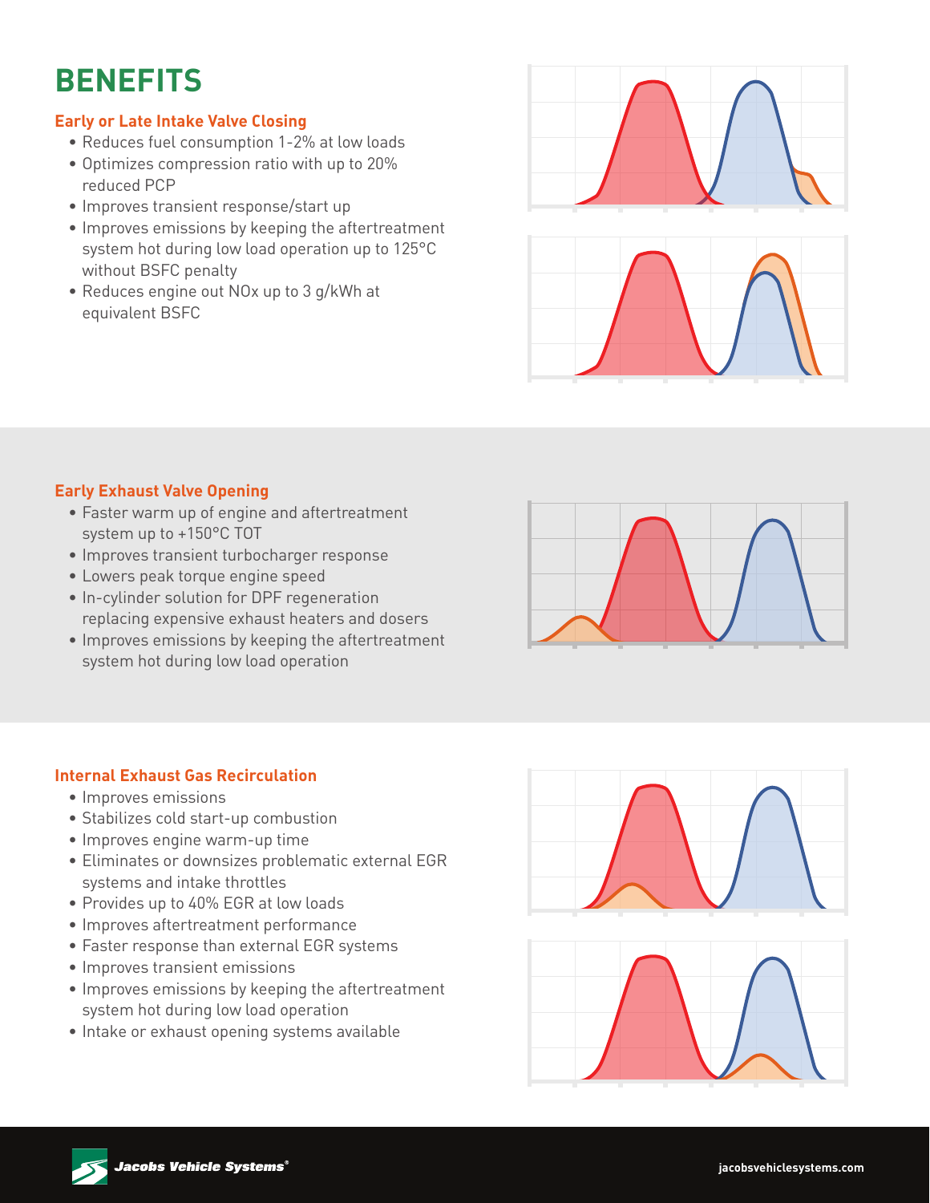# BENEFITS

## Early or Late Intake Valve Closing

- Reduces fuel consumption 1-2% at low loads
- Optimizes compression ratio with up to 20% reduced PCP
- Improves transient response/start up
- Improves emissions by keeping the aftertreatment system hot during low load operation up to 125°C without BSFC penalty
- Reduces engine out NOx up to 3 g/kWh at equivalent BSFC

## Early Exhaust Valve Opening

- Faster warm up of engine and aftertreatment system up to +150°C TOT
- Improves transient turbocharger response
- Lowers peak torque engine speed
- In-cylinder solution for DPF regeneration replacing expensive exhaust heaters and dosers
- Improves emissions by keeping the aftertreatment system hot during low load operation

## Internal Exhaust Gas Recirculation

- Improves emissions
- Stabilizes cold start-up combustion
- Improves engine warm-up time
- Eliminates or downsizes problematic external EGR systems and intake throttles
- Provides up to 40% EGR at low loads
- Improves aftertreatment performance
- Faster response than external EGR systems
- Improves transient emissions
- Improves emissions by keeping the aftertreatment system hot during low load operation
- Intake or exhaust opening systems available

Jacobs Vehicle Systems®

jacobsvehiclesystems.com